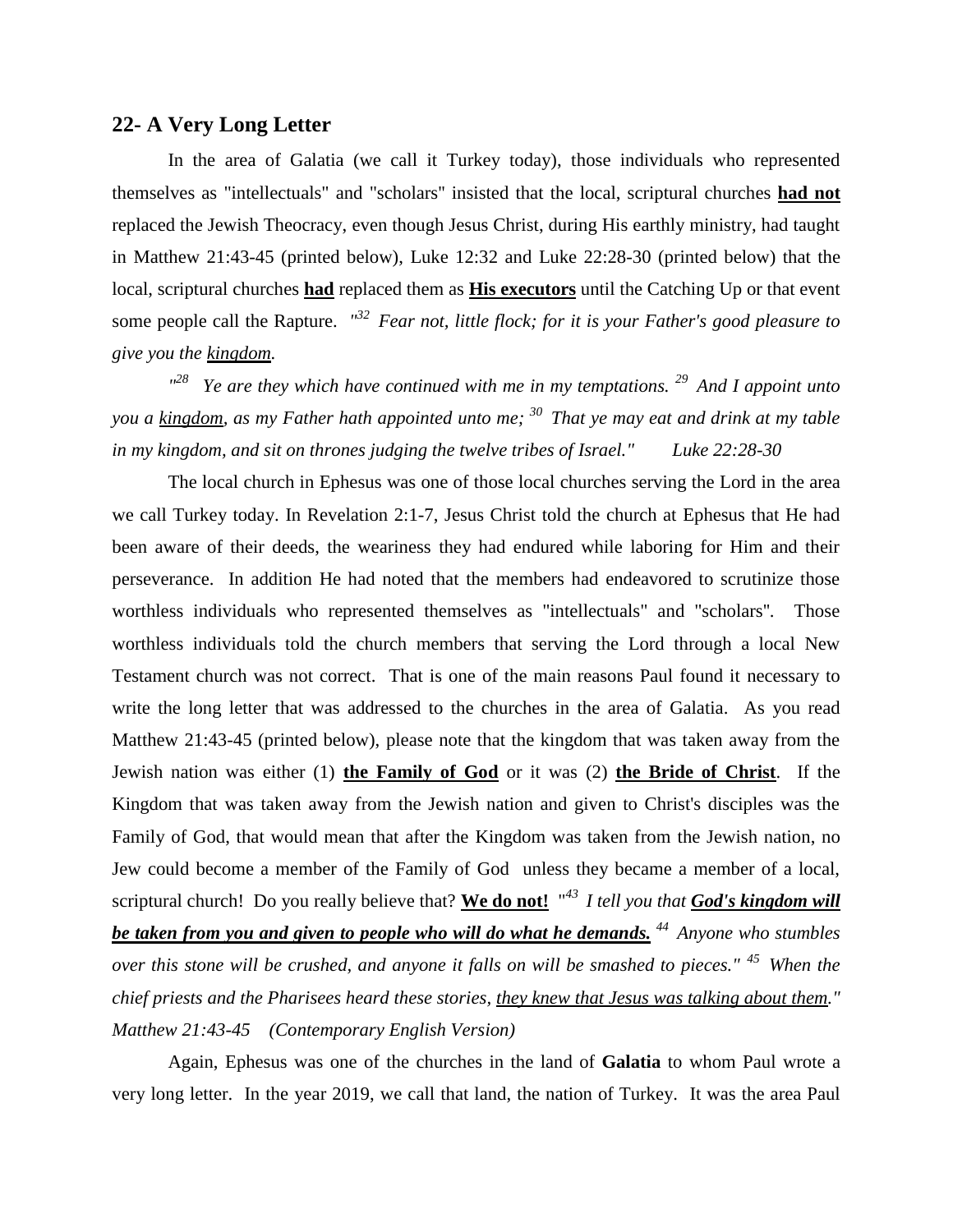## 22- A Very Long Letter

In the area of Galatia (we call it Turkey today), those individuals who represented themselves as "intellectuals" and "scholars" insisted that the local, scriptural churches **had not** replaced the Jewish Theocracy, even though Jesus Christ, during His earthly ministry, had taught in Matthew 21:43-45 (printed below), Luke 12:32 and Luke 22:28-30 (printed below) that the local, scriptural churches **had** replaced them as **His executors** until the Catching Up or that event some people call the Rapture. *"[32] Fear not, little flock; for it is your Father's good pleasure to give you the kingdom.*

*"[28] Ye are they which have continued with me in my temptations. [29] And I appoint unto you a kingdom, as my Father hath appointed unto me; [30] That ye may eat and drink at my table in my kingdom, and sit on thrones judging the twelve tribes of Israel." Luke 22:28-30*

The local church in Ephesus was one of those local churches serving the Lord in the area we call Turkey today. In Revelation 2:1-7, Jesus Christ told the church at Ephesus that He had been aware of their deeds, the weariness they had endured while laboring for Him and their perseverance. In addition He had noted that the members had endeavored to scrutinize those worthless individuals who represented themselves as "intellectuals" and "scholars". Those worthless individuals told the church members that serving the Lord through a local New Testament church was not correct. That is one of the main reasons Paul found it necessary to write the long letter that was addressed to the churches in the area of Galatia. As you read Matthew 21:43-45 (printed below), please note that the kingdom that was taken away from the Jewish nation was either (1) **the Family of God** or it was (2) **the Bride of Christ**. If the Kingdom that was taken away from the Jewish nation and given to Christ's disciples was the Family of God, that would mean that after the Kingdom was taken from the Jewish nation, no Jew could become a member of the Family of God unless they became a member of a local, scriptural church! Do you really believe that? **We do not!** *"[43] I tell you that **God's kingdom will be taken from you and given to people who will do what he demands.** [44] Anyone who stumbles over this stone will be crushed, and anyone it falls on will be smashed to pieces." [45] When the chief priests and the Pharisees heard these stories, they knew that Jesus was talking about them." Matthew 21:43-45 (Contemporary English Version)*

Again, Ephesus was one of the churches in the land of **Galatia** to whom Paul wrote a very long letter. In the year 2019, we call that land, the nation of Turkey. It was the area Paul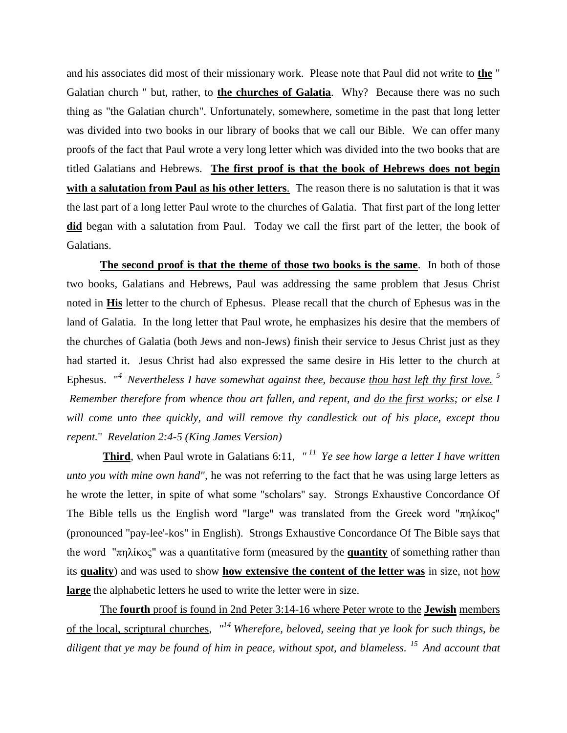and his associates did most of their missionary work. Please note that Paul did not write to **<u>the</u>** " Galatian church " but, rather, to **<u>the churches of Galatia</u>**. Why? Because there was no such thing as "the Galatian church". Unfortunately, somewhere, sometime in the past that long letter was divided into two books in our library of books that we call our Bible. We can offer many proofs of the fact that Paul wrote a very long letter which was divided into the two books that are titled Galatians and Hebrews. **<u>The first proof is that the book of Hebrews does not begin with a salutation from Paul as his other letters</u>**. The reason there is no salutation is that it was the last part of a long letter Paul wrote to the churches of Galatia. That first part of the long letter **<u>did</u>** began with a salutation from Paul. Today we call the first part of the letter, the book of Galatians.

**<u>The second proof is that the theme of those two books is the same</u>**. In both of those two books, Galatians and Hebrews, Paul was addressing the same problem that Jesus Christ noted in **<u>His</u>** letter to the church of Ephesus. Please recall that the church of Ephesus was in the land of Galatia. In the long letter that Paul wrote, he emphasizes his desire that the members of the churches of Galatia (both Jews and non-Jews) finish their service to Jesus Christ just as they had started it. Jesus Christ had also expressed the same desire in His letter to the church at Ephesus. "[4] *Nevertheless I have somewhat against thee, because <u>thou hast left thy first love.</u>* [5] *Remember therefore from whence thou art fallen, and repent, and <u>do the first works</u>; or else I will come unto thee quickly, and will remove thy candlestick out of his place, except thou repent.*" *Revelation 2:4-5 (King James Version)*

**<u>Third</u>**, when Paul wrote in Galatians 6:11, *" [11] Ye see how large a letter I have written unto you with mine own hand",* he was not referring to the fact that he was using large letters as he wrote the letter, in spite of what some "scholars" say. Strongs Exhaustive Concordance Of The Bible tells us the English word "large" was translated from the Greek word "πηλίκος" (pronounced "pay-lee'-kos" in English). Strongs Exhaustive Concordance Of The Bible says that the word "πηλίκος" was a quantitative form (measured by the **<u>quantity</u>** of something rather than its **<u>quality</u>**) and was used to show **<u>how extensive the content of the letter was</u>** in size, not <u>how **large**</u> the alphabetic letters he used to write the letter were in size.

<u>The **fourth** proof is found in 2nd Peter 3:14-16 where Peter wrote to the</u> **<u>Jewish</u>** <u>members of the local, scriptural churches</u>, *"[14] Wherefore, beloved, seeing that ye look for such things, be diligent that ye may be found of him in peace, without spot, and blameless.* [15] *And account that*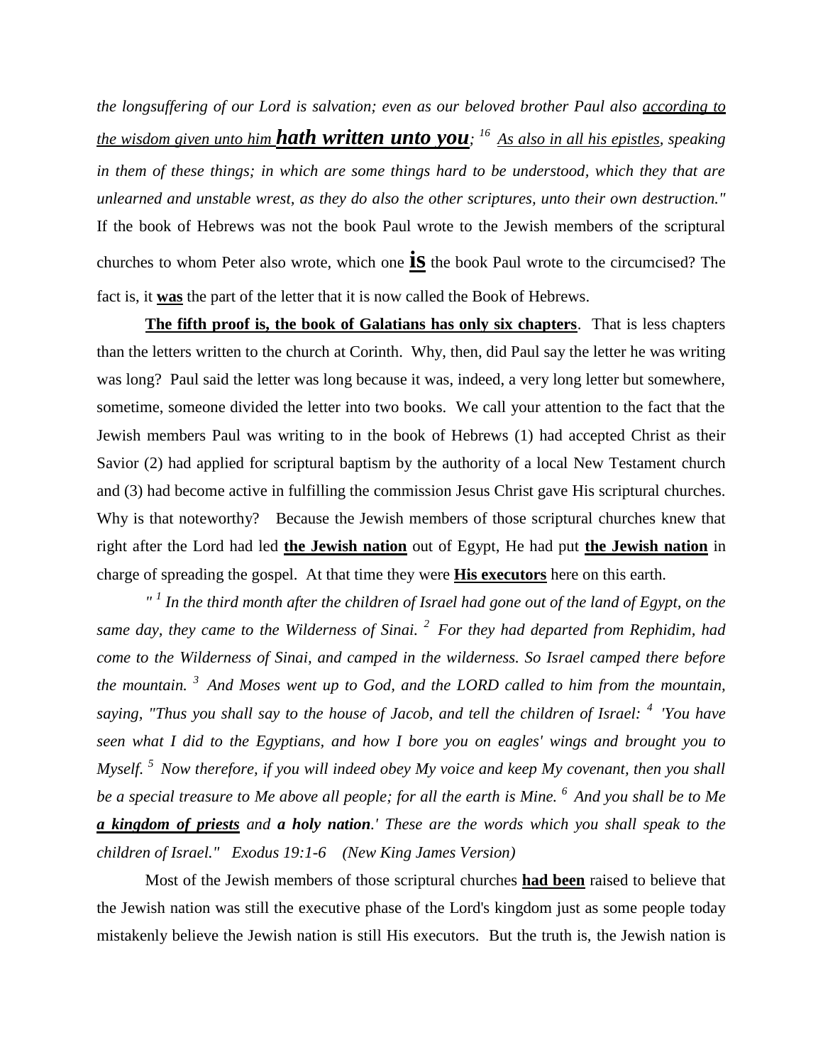*the longsuffering of our Lord is salvation; even as our beloved brother Paul also <u>according to the wisdom given unto him</u>* ***<u>hath written unto you</u>****; [16] <u>As also in all his epistles</u>, speaking in them of these things; in which are some things hard to be understood, which they that are unlearned and unstable wrest, as they do also the other scriptures, unto their own destruction."* If the book of Hebrews was not the book Paul wrote to the Jewish members of the scriptural churches to whom Peter also wrote, which one **<u>is</u>** the book Paul wrote to the circumcised? The fact is, it **<u>was</u>** the part of the letter that it is now called the Book of Hebrews.

**<u>The fifth proof is, the book of Galatians has only six chapters</u>**. That is less chapters than the letters written to the church at Corinth. Why, then, did Paul say the letter he was writing was long? Paul said the letter was long because it was, indeed, a very long letter but somewhere, sometime, someone divided the letter into two books. We call your attention to the fact that the Jewish members Paul was writing to in the book of Hebrews (1) had accepted Christ as their Savior (2) had applied for scriptural baptism by the authority of a local New Testament church and (3) had become active in fulfilling the commission Jesus Christ gave His scriptural churches. Why is that noteworthy? Because the Jewish members of those scriptural churches knew that right after the Lord had led **<u>the Jewish nation</u>** out of Egypt, He had put **<u>the Jewish nation</u>** in charge of spreading the gospel. At that time they were **<u>His executors</u>** here on this earth.

*" [1] In the third month after the children of Israel had gone out of the land of Egypt, on the same day, they came to the Wilderness of Sinai. [2] For they had departed from Rephidim, had come to the Wilderness of Sinai, and camped in the wilderness. So Israel camped there before the mountain. [3] And Moses went up to God, and the LORD called to him from the mountain, saying, "Thus you shall say to the house of Jacob, and tell the children of Israel: [4] 'You have seen what I did to the Egyptians, and how I bore you on eagles' wings and brought you to Myself. [5] Now therefore, if you will indeed obey My voice and keep My covenant, then you shall be a special treasure to Me above all people; for all the earth is Mine. [6] And you shall be to Me* ***<u>a kingdom of priests</u>*** *and* ***a holy nation****.' These are the words which you shall speak to the children of Israel." Exodus 19:1-6 (New King James Version)*

Most of the Jewish members of those scriptural churches **<u>had been</u>** raised to believe that the Jewish nation was still the executive phase of the Lord's kingdom just as some people today mistakenly believe the Jewish nation is still His executors. But the truth is, the Jewish nation is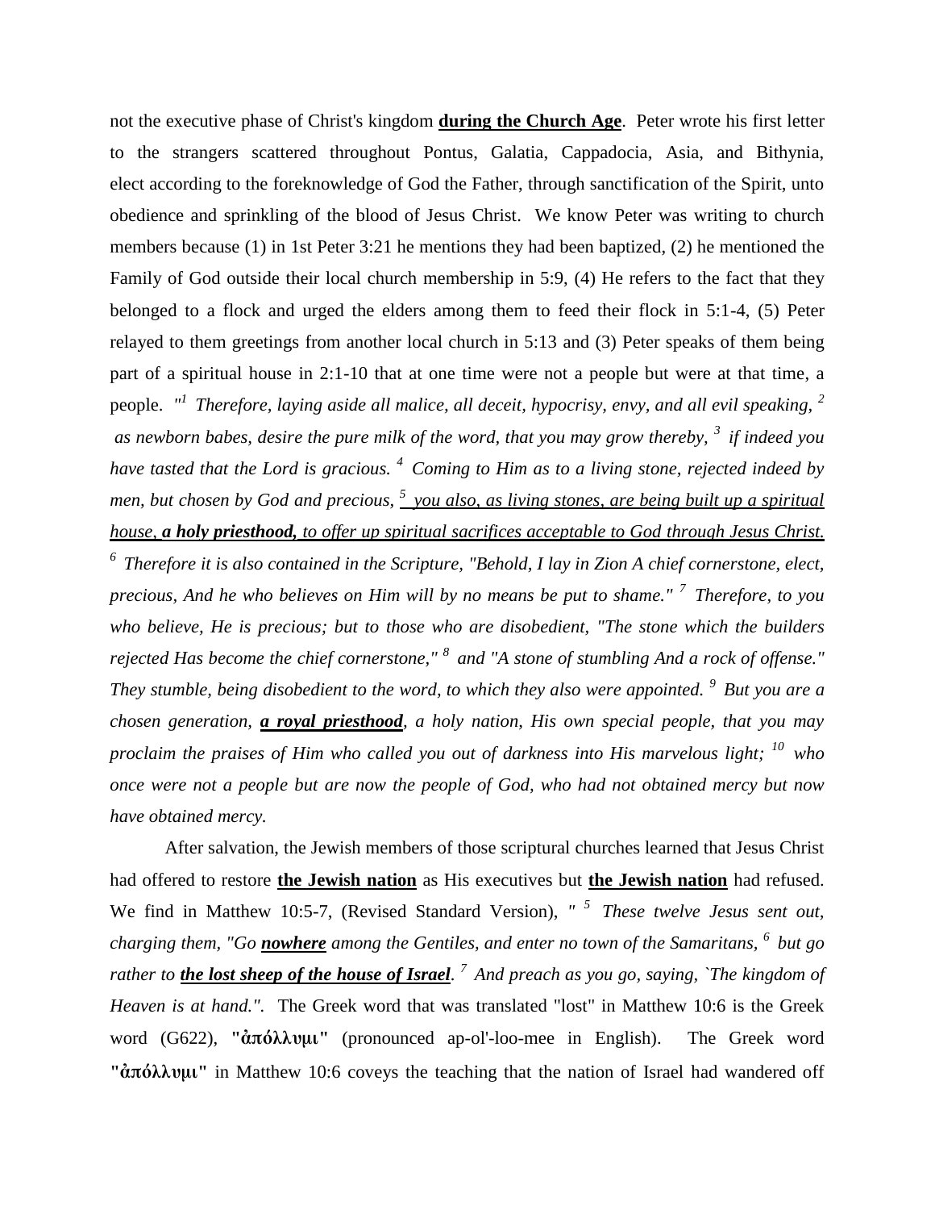not the executive phase of Christ's kingdom **<u>during the Church Age</u>**. Peter wrote his first letter to the strangers scattered throughout Pontus, Galatia, Cappadocia, Asia, and Bithynia, elect according to the foreknowledge of God the Father, through sanctification of the Spirit, unto obedience and sprinkling of the blood of Jesus Christ. We know Peter was writing to church members because (1) in 1st Peter 3:21 he mentions they had been baptized, (2) he mentioned the Family of God outside their local church membership in 5:9, (4) He refers to the fact that they belonged to a flock and urged the elders among them to feed their flock in 5:1-4, (5) Peter relayed to them greetings from another local church in 5:13 and (3) Peter speaks of them being part of a spiritual house in 2:1-10 that at one time were not a people but were at that time, a people. *"[1] Therefore, laying aside all malice, all deceit, hypocrisy, envy, and all evil speaking, [2] as newborn babes, desire the pure milk of the word, that you may grow thereby, [3] if indeed you have tasted that the Lord is gracious. [4] Coming to Him as to a living stone, rejected indeed by men, but chosen by God and precious, [5] <u>you also, as living stones, are being built up a spiritual house, **a holy priesthood,** to offer up spiritual sacrifices acceptable to God through Jesus Christ.</u> [6] Therefore it is also contained in the Scripture, "Behold, I lay in Zion A chief cornerstone, elect, precious, And he who believes on Him will by no means be put to shame." [7] Therefore, to you who believe, He is precious; but to those who are disobedient, "The stone which the builders rejected Has become the chief cornerstone," [8] and "A stone of stumbling And a rock of offense." They stumble, being disobedient to the word, to which they also were appointed. [9] But you are a chosen generation, **<u>a royal priesthood</u>**, a holy nation, His own special people, that you may proclaim the praises of Him who called you out of darkness into His marvelous light; [10] who once were not a people but are now the people of God, who had not obtained mercy but now have obtained mercy.*

After salvation, the Jewish members of those scriptural churches learned that Jesus Christ had offered to restore **<u>the Jewish nation</u>** as His executives but **<u>the Jewish nation</u>** had refused. We find in Matthew 10:5-7, (Revised Standard Version), *" [5] These twelve Jesus sent out, charging them, "Go **<u>nowhere</u>** among the Gentiles, and enter no town of the Samaritans, [6] but go rather to **<u>the lost sheep of the house of Israel</u>**. [7] And preach as you go, saying, `The kingdom of Heaven is at hand.".* The Greek word that was translated "lost" in Matthew 10:6 is the Greek word (G622), **"ἀπόλλυμι"** (pronounced ap-ol'-loo-mee in English). The Greek word **"ἀπόλλυμι"** in Matthew 10:6 coveys the teaching that the nation of Israel had wandered off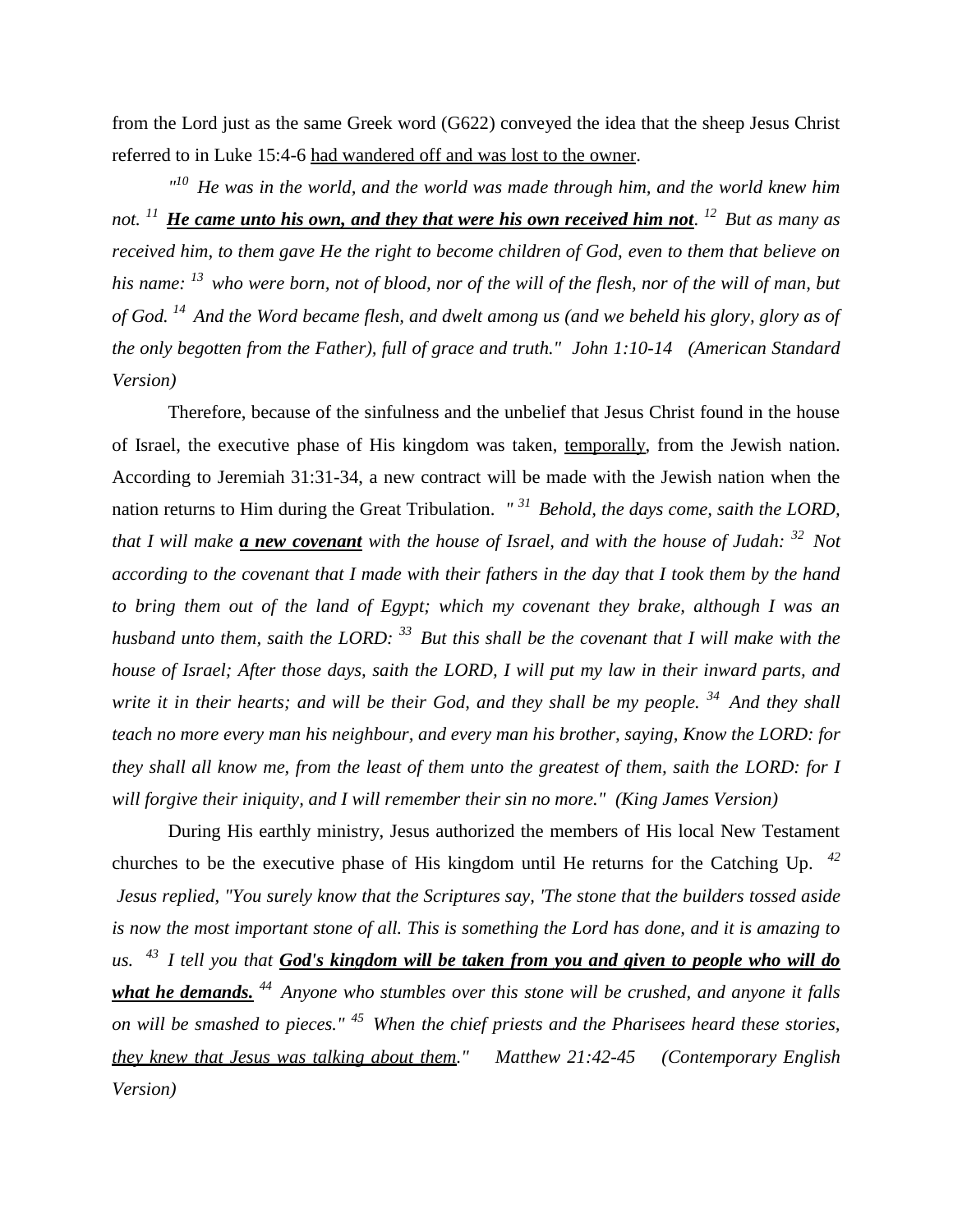from the Lord just as the same Greek word (G622) conveyed the idea that the sheep Jesus Christ referred to in Luke 15:4-6 had wandered off and was lost to the owner.

*"[10] He was in the world, and the world was made through him, and the world knew him not. [11] **He came unto his own, and they that were his own received him not**. [12] But as many as received him, to them gave He the right to become children of God, even to them that believe on his name: [13] who were born, not of blood, nor of the will of the flesh, nor of the will of man, but of God. [14] And the Word became flesh, and dwelt among us (and we beheld his glory, glory as of the only begotten from the Father), full of grace and truth." John 1:10-14 (American Standard Version)*

Therefore, because of the sinfulness and the unbelief that Jesus Christ found in the house of Israel, the executive phase of His kingdom was taken, temporally, from the Jewish nation. According to Jeremiah 31:31-34, a new contract will be made with the Jewish nation when the nation returns to Him during the Great Tribulation. *" [31] Behold, the days come, saith the LORD, that I will make **a new covenant** with the house of Israel, and with the house of Judah: [32] Not according to the covenant that I made with their fathers in the day that I took them by the hand to bring them out of the land of Egypt; which my covenant they brake, although I was an husband unto them, saith the LORD: [33] But this shall be the covenant that I will make with the house of Israel; After those days, saith the LORD, I will put my law in their inward parts, and write it in their hearts; and will be their God, and they shall be my people. [34] And they shall teach no more every man his neighbour, and every man his brother, saying, Know the LORD: for they shall all know me, from the least of them unto the greatest of them, saith the LORD: for I will forgive their iniquity, and I will remember their sin no more." (King James Version)*

During His earthly ministry, Jesus authorized the members of His local New Testament churches to be the executive phase of His kingdom until He returns for the Catching Up. *[42] Jesus replied, "You surely know that the Scriptures say, 'The stone that the builders tossed aside is now the most important stone of all. This is something the Lord has done, and it is amazing to us. [43] I tell you that **God's kingdom will be taken from you and given to people who will do what he demands.** [44] Anyone who stumbles over this stone will be crushed, and anyone it falls on will be smashed to pieces." [45] When the chief priests and the Pharisees heard these stories, they knew that Jesus was talking about them." Matthew 21:42-45 (Contemporary English Version)*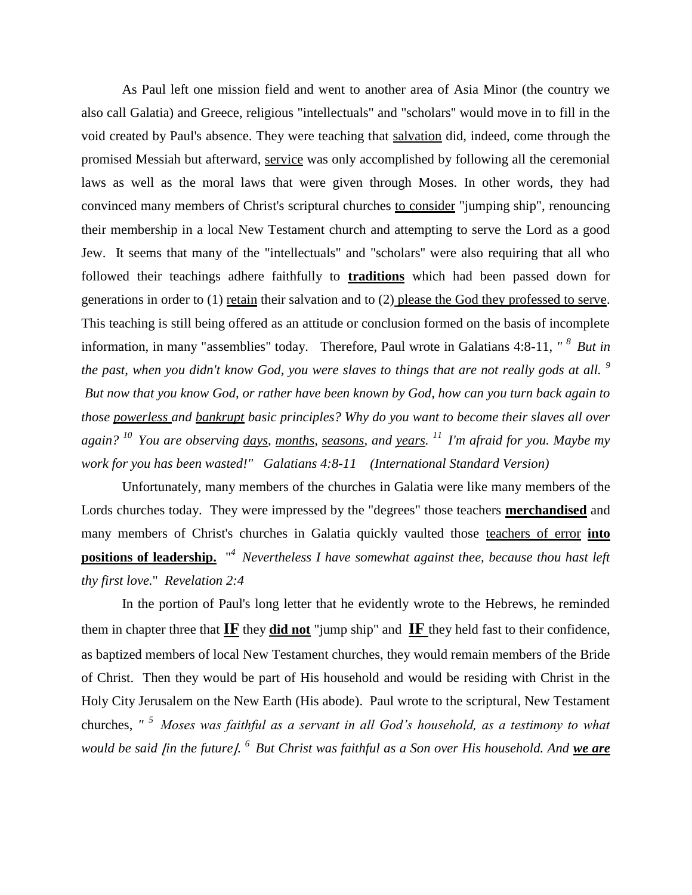As Paul left one mission field and went to another area of Asia Minor (the country we also call Galatia) and Greece, religious "intellectuals" and "scholars" would move in to fill in the void created by Paul's absence. They were teaching that <u>salvation</u> did, indeed, come through the promised Messiah but afterward, <u>service</u> was only accomplished by following all the ceremonial laws as well as the moral laws that were given through Moses. In other words, they had convinced many members of Christ's scriptural churches <u>to consider</u> "jumping ship", renouncing their membership in a local New Testament church and attempting to serve the Lord as a good Jew. It seems that many of the "intellectuals" and "scholars" were also requiring that all who followed their teachings adhere faithfully to <u>**traditions**</u> which had been passed down for generations in order to (1) <u>retain</u> their salvation and to (2) <u>please the God they professed to serve</u>. This teaching is still being offered as an attitude or conclusion formed on the basis of incomplete information, in many "assemblies" today. Therefore, Paul wrote in Galatians 4:8-11, *" [8] But in the past, when you didn't know God, you were slaves to things that are not really gods at all. [9] But now that you know God, or rather have been known by God, how can you turn back again to those <u>powerless</u> and <u>bankrupt</u> basic principles? Why do you want to become their slaves all over again? [10] You are observing <u>days</u>, <u>months</u>, <u>seasons</u>, and <u>years</u>. [11] I'm afraid for you. Maybe my work for you has been wasted!" Galatians 4:8-11 (International Standard Version)*

Unfortunately, many members of the churches in Galatia were like many members of the Lords churches today. They were impressed by the "degrees" those teachers <u>**merchandised**</u> and many members of Christ's churches in Galatia quickly vaulted those <u>teachers of error</u> <u>**into positions of leadership.**</u> "[4] *Nevertheless I have somewhat against thee, because thou hast left thy first love.*" *Revelation 2:4*

In the portion of Paul's long letter that he evidently wrote to the Hebrews, he reminded them in chapter three that <u>**IF**</u> they <u>**did not**</u> "jump ship" and <u>**IF**</u> they held fast to their confidence, as baptized members of local New Testament churches, they would remain members of the Bride of Christ. Then they would be part of His household and would be residing with Christ in the Holy City Jerusalem on the New Earth (His abode). Paul wrote to the scriptural, New Testament churches, *" [5] Moses was faithful as a servant in all God's household, as a testimony to what would be said [in the future]. [6] But Christ was faithful as a Son over His household. And <u>**we are**</u>*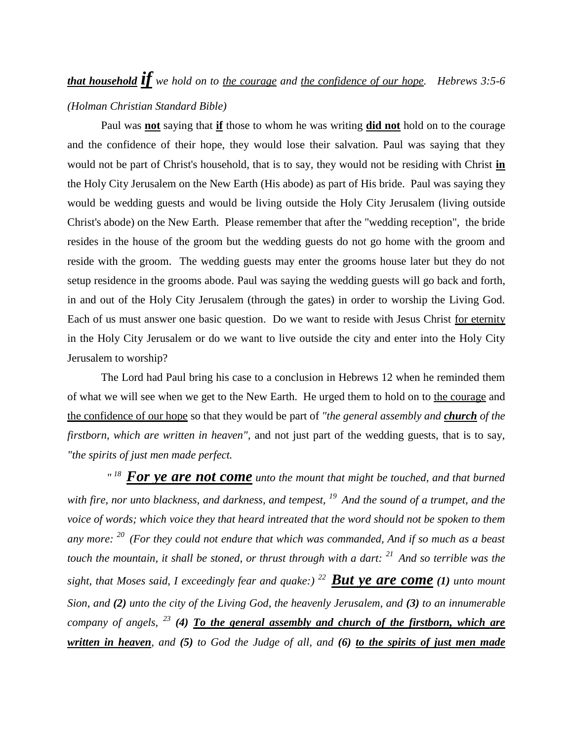***that household*** ***if*** *we hold on to* *<u>the courage</u>* *and* *<u>the confidence of our hope</u>.* *Hebrews 3:5-6 (Holman Christian Standard Bible)*

Paul was **<u>not</u>** saying that **<u>if</u>** those to whom he was writing **<u>did not</u>** hold on to the courage and the confidence of their hope, they would lose their salvation. Paul was saying that they would not be part of Christ's household, that is to say, they would not be residing with Christ **<u>in</u>** the Holy City Jerusalem on the New Earth (His abode) as part of His bride. Paul was saying they would be wedding guests and would be living outside the Holy City Jerusalem (living outside Christ's abode) on the New Earth. Please remember that after the "wedding reception", the bride resides in the house of the groom but the wedding guests do not go home with the groom and reside with the groom. The wedding guests may enter the grooms house later but they do not setup residence in the grooms abode. Paul was saying the wedding guests will go back and forth, in and out of the Holy City Jerusalem (through the gates) in order to worship the Living God. Each of us must answer one basic question. Do we want to reside with Jesus Christ <u>for eternity</u> in the Holy City Jerusalem or do we want to live outside the city and enter into the Holy City Jerusalem to worship?

The Lord had Paul bring his case to a conclusion in Hebrews 12 when he reminded them of what we will see when we get to the New Earth. He urged them to hold on to <u>the courage</u> and <u>the confidence of our hope</u> so that they would be part of *"the general assembly and* ***<u>church</u>*** *of the firstborn, which are written in heaven"*, and not just part of the wedding guests, that is to say, *"the spirits of just men made perfect.*

*" 18* ***<u>For ye are not come</u>*** *unto the mount that might be touched, and that burned with fire, nor unto blackness, and darkness, and tempest, 19 And the sound of a trumpet, and the voice of words; which voice they that heard intreated that the word should not be spoken to them any more: 20 (For they could not endure that which was commanded, And if so much as a beast touch the mountain, it shall be stoned, or thrust through with a dart: 21 And so terrible was the sight, that Moses said, I exceedingly fear and quake:) 22* ***<u>But ye are come</u>*** ***(1)*** *unto mount Sion, and* ***(2)*** *unto the city of the Living God, the heavenly Jerusalem, and* ***(3)*** *to an innumerable company of angels, 23* ***(4)*** ***<u>To the general assembly and church of the firstborn, which are written in heaven</u>****, and* ***(5)*** *to God the Judge of all, and* ***(6)*** ***<u>to the spirits of just men made</u>***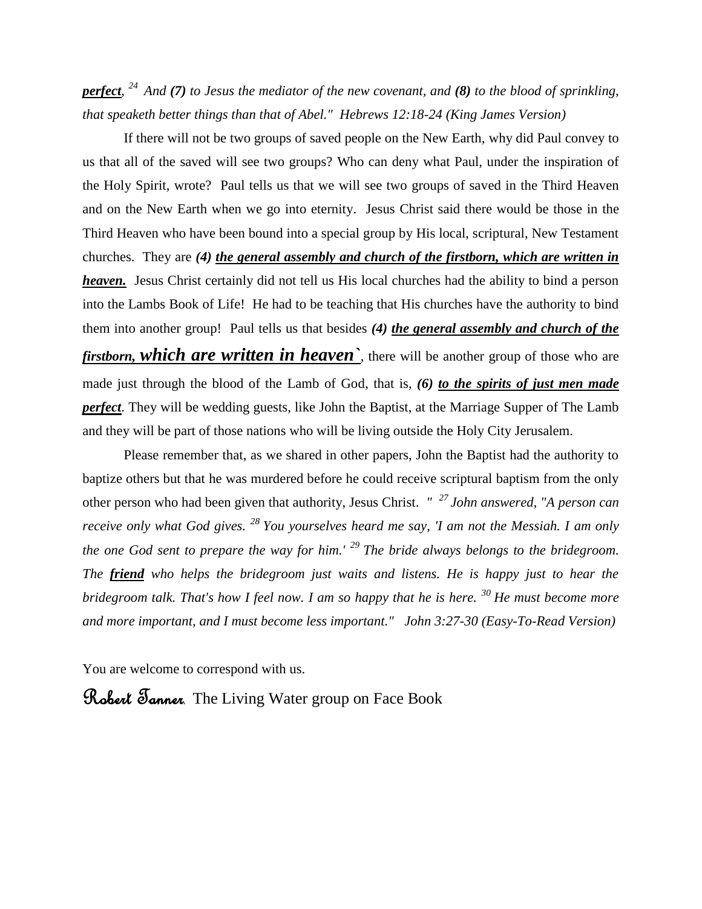***perfect*****,** *[24] And* ***(7)*** *to Jesus the mediator of the new covenant, and* ***(8)*** *to the blood of sprinkling, that speaketh better things than that of Abel." Hebrews 12:18-24 (King James Version)*

If there will not be two groups of saved people on the New Earth, why did Paul convey to us that all of the saved will see two groups? Who can deny what Paul, under the inspiration of the Holy Spirit, wrote? Paul tells us that we will see two groups of saved in the Third Heaven and on the New Earth when we go into eternity. Jesus Christ said there would be those in the Third Heaven who have been bound into a special group by His local, scriptural, New Testament churches. They are ***(4)*** ***the general assembly and church of the firstborn, which are written in heaven.*** Jesus Christ certainly did not tell us His local churches had the ability to bind a person into the Lambs Book of Life! He had to be teaching that His churches have the authority to bind them into another group! Paul tells us that besides ***(4)*** ***the general assembly and church of the firstborn, which are written in heaven`***, there will be another group of those who are made just through the blood of the Lamb of God, that is, ***(6)*** ***to the spirits of just men made perfect***. They will be wedding guests, like John the Baptist, at the Marriage Supper of The Lamb and they will be part of those nations who will be living outside the Holy City Jerusalem.

Please remember that, as we shared in other papers, John the Baptist had the authority to baptize others but that he was murdered before he could receive scriptural baptism from the only other person who had been given that authority, Jesus Christ. *" [27] John answered, "A person can receive only what God gives. [28] You yourselves heard me say, 'I am not the Messiah. I am only the one God sent to prepare the way for him.' [29] The bride always belongs to the bridegroom. The* ***friend*** *who helps the bridegroom just waits and listens. He is happy just to hear the bridegroom talk. That's how I feel now. I am so happy that he is here. [30] He must become more and more important, and I must become less important." John 3:27-30 (Easy-To-Read Version)*

You are welcome to correspond with us.

Robert Tanner, The Living Water group on Face Book